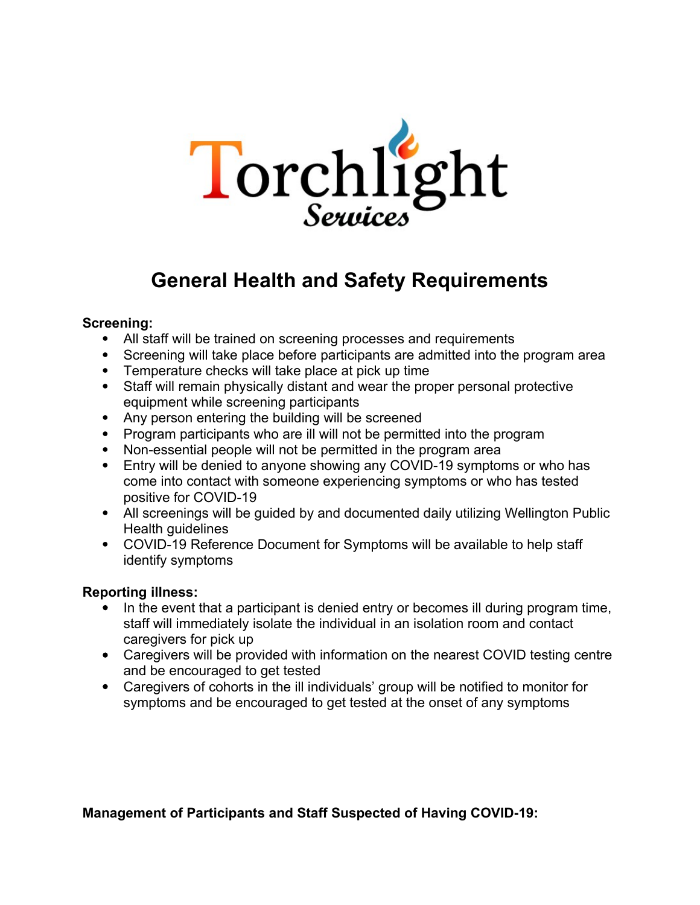Torchlight Services

# General Health and Safety Requirements

**Screening:**

- All staff will be trained on screening processes and requirements
- Screening will take place before participants are admitted into the program area
- Temperature checks will take place at pick up time
- Staff will remain physically distant and wear the proper personal protective equipment while screening participants
- Any person entering the building will be screened
- Program participants who are ill will not be permitted into the program
- Non-essential people will not be permitted in the program area
- Entry will be denied to anyone showing any COVID-19 symptoms or who has come into contact with someone experiencing symptoms or who has tested positive for COVID-19
- All screenings will be guided by and documented daily utilizing Wellington Public Health guidelines
- COVID-19 Reference Document for Symptoms will be available to help staff identify symptoms

**Reporting illness:**

- In the event that a participant is denied entry or becomes ill during program time, staff will immediately isolate the individual in an isolation room and contact caregivers for pick up
- Caregivers will be provided with information on the nearest COVID testing centre and be encouraged to get tested
- Caregivers of cohorts in the ill individuals' group will be notified to monitor for symptoms and be encouraged to get tested at the onset of any symptoms

**Management of Participants and Staff Suspected of Having COVID-19:**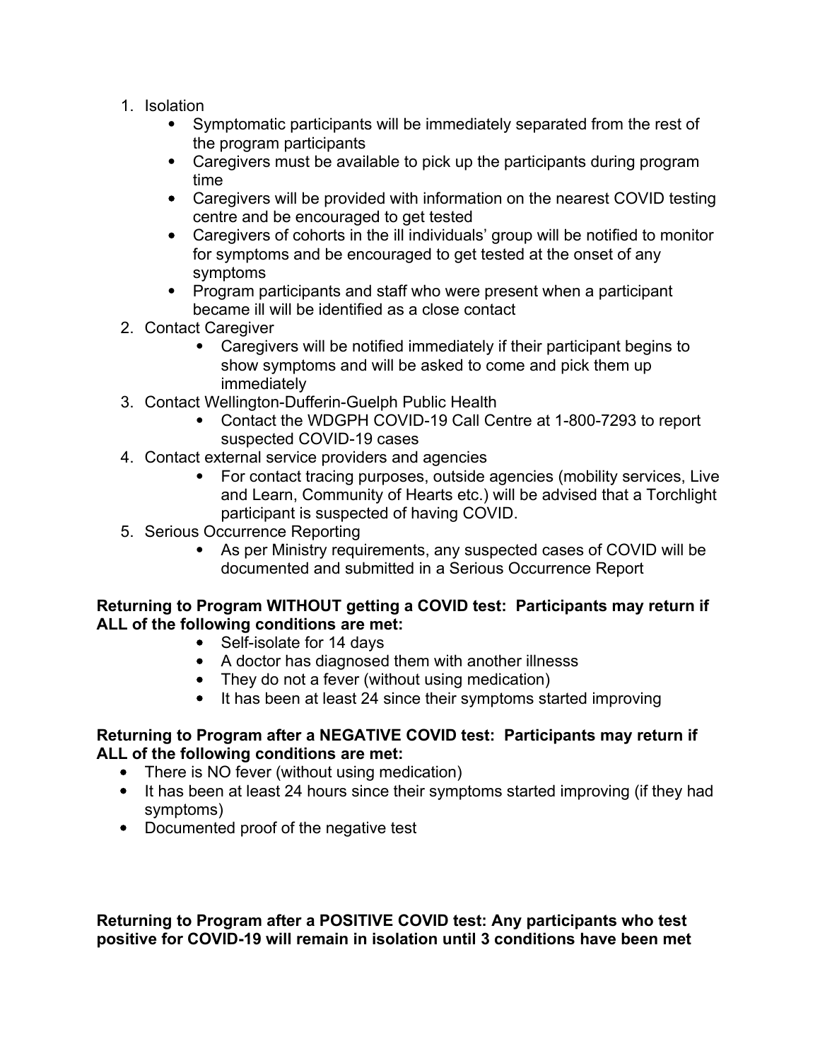1. Isolation
    - Symptomatic participants will be immediately separated from the rest of the program participants
    - Caregivers must be available to pick up the participants during program time
    - Caregivers will be provided with information on the nearest COVID testing centre and be encouraged to get tested
    - Caregivers of cohorts in the ill individuals' group will be notified to monitor for symptoms and be encouraged to get tested at the onset of any symptoms
    - Program participants and staff who were present when a participant became ill will be identified as a close contact
2. Contact Caregiver
    - Caregivers will be notified immediately if their participant begins to show symptoms and will be asked to come and pick them up immediately
3. Contact Wellington-Dufferin-Guelph Public Health
    - Contact the WDGPH COVID-19 Call Centre at 1-800-7293 to report suspected COVID-19 cases
4. Contact external service providers and agencies
    - For contact tracing purposes, outside agencies (mobility services, Live and Learn, Community of Hearts etc.) will be advised that a Torchlight participant is suspected of having COVID.
5. Serious Occurrence Reporting
    - As per Ministry requirements, any suspected cases of COVID will be documented and submitted in a Serious Occurrence Report

**Returning to Program WITHOUT getting a COVID test: Participants may return if ALL of the following conditions are met:**

- Self-isolate for 14 days
- A doctor has diagnosed them with another illnesss
- They do not a fever (without using medication)
- It has been at least 24 since their symptoms started improving

**Returning to Program after a NEGATIVE COVID test: Participants may return if ALL of the following conditions are met:**

- There is NO fever (without using medication)
- It has been at least 24 hours since their symptoms started improving (if they had symptoms)
- Documented proof of the negative test

**Returning to Program after a POSITIVE COVID test: Any participants who test positive for COVID-19 will remain in isolation until 3 conditions have been met**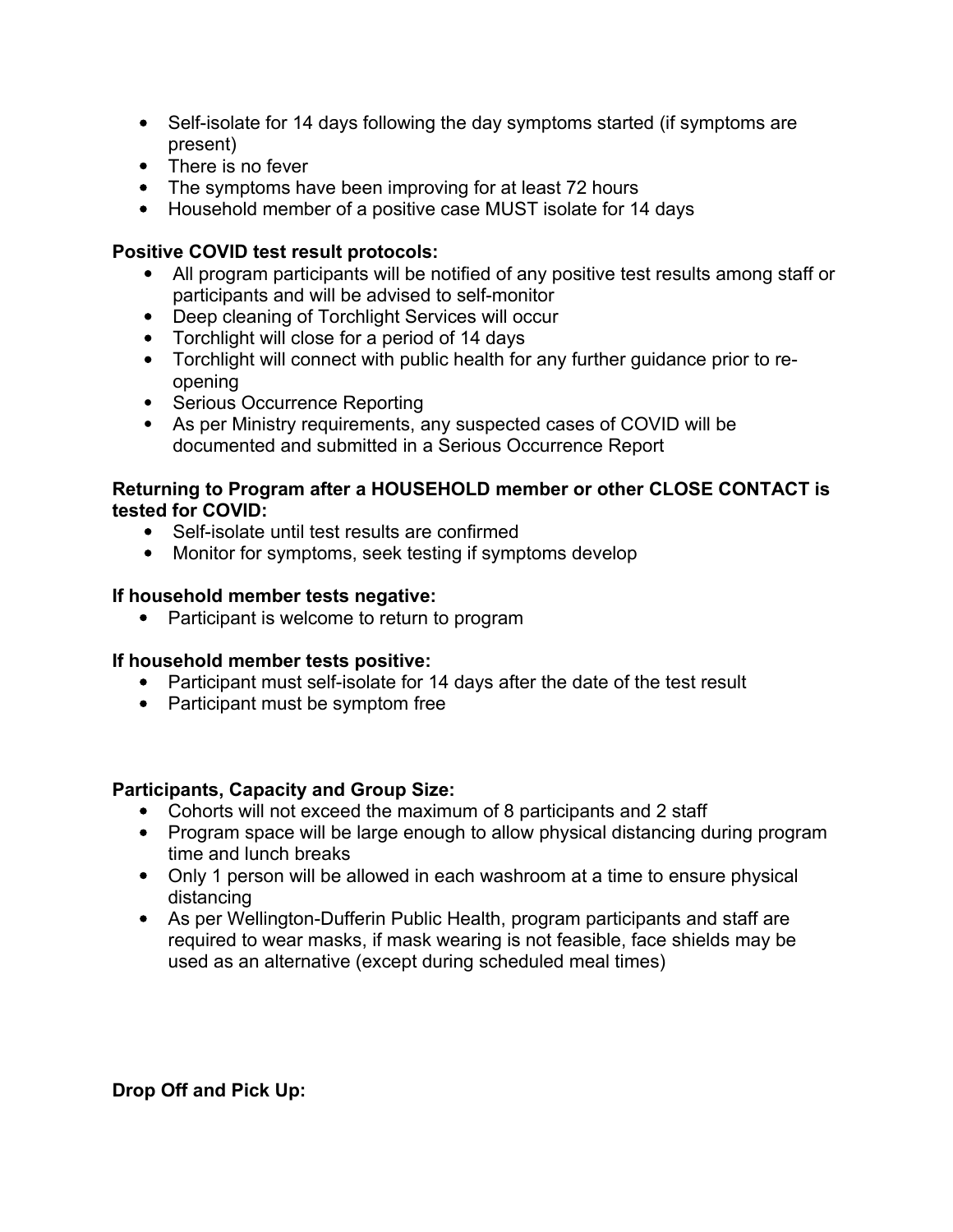- Self-isolate for 14 days following the day symptoms started (if symptoms are present)
- There is no fever
- The symptoms have been improving for at least 72 hours
- Household member of a positive case MUST isolate for 14 days

**Positive COVID test result protocols:**

- All program participants will be notified of any positive test results among staff or participants and will be advised to self-monitor
- Deep cleaning of Torchlight Services will occur
- Torchlight will close for a period of 14 days
- Torchlight will connect with public health for any further guidance prior to re-opening
- Serious Occurrence Reporting
- As per Ministry requirements, any suspected cases of COVID will be documented and submitted in a Serious Occurrence Report

**Returning to Program after a HOUSEHOLD member or other CLOSE CONTACT is tested for COVID:**

- Self-isolate until test results are confirmed
- Monitor for symptoms, seek testing if symptoms develop

**If household member tests negative:**

- Participant is welcome to return to program

**If household member tests positive:**

- Participant must self-isolate for 14 days after the date of the test result
- Participant must be symptom free

**Participants, Capacity and Group Size:**

- Cohorts will not exceed the maximum of 8 participants and 2 staff
- Program space will be large enough to allow physical distancing during program time and lunch breaks
- Only 1 person will be allowed in each washroom at a time to ensure physical distancing
- As per Wellington-Dufferin Public Health, program participants and staff are required to wear masks, if mask wearing is not feasible, face shields may be used as an alternative (except during scheduled meal times)

**Drop Off and Pick Up:**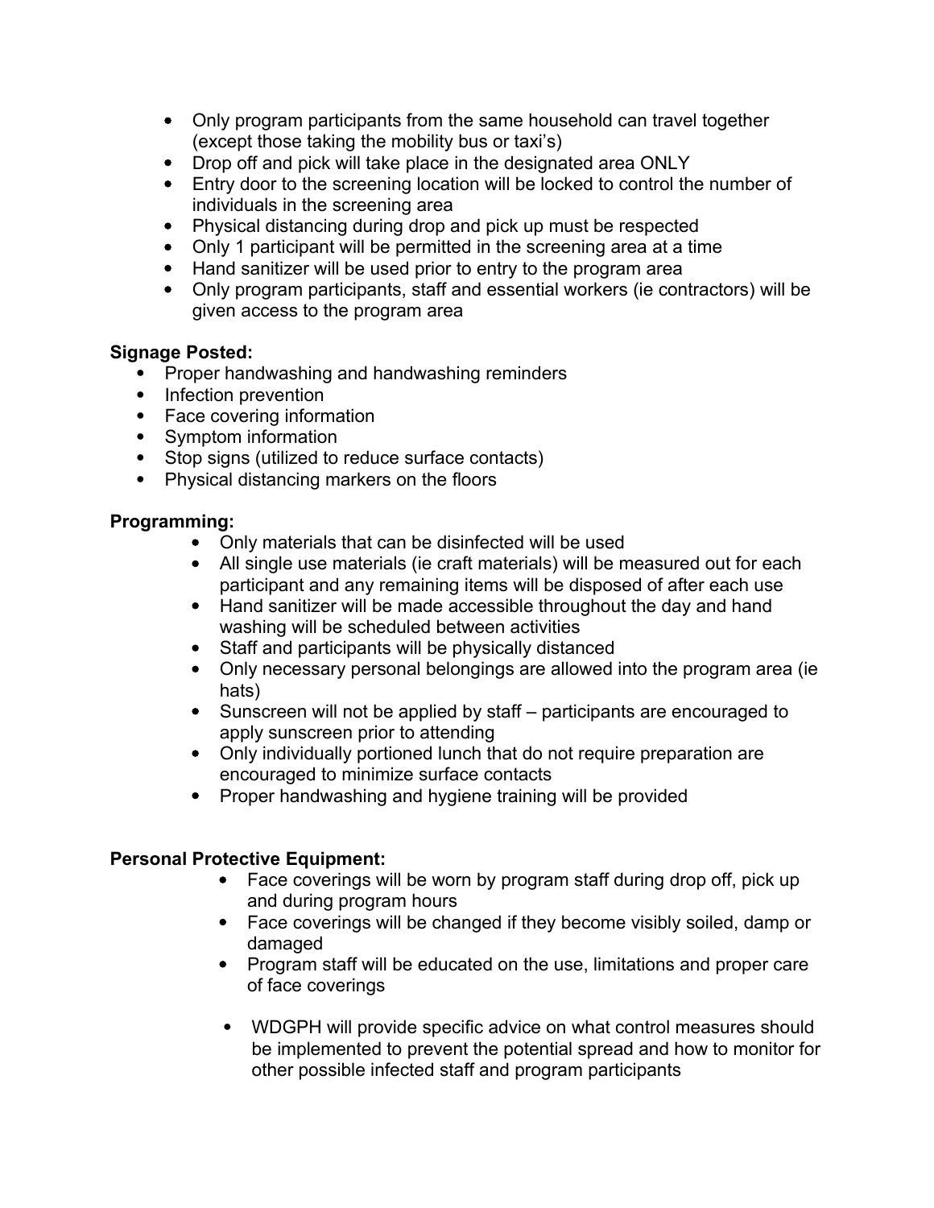- Only program participants from the same household can travel together (except those taking the mobility bus or taxi's)
- Drop off and pick will take place in the designated area ONLY
- Entry door to the screening location will be locked to control the number of individuals in the screening area
- Physical distancing during drop and pick up must be respected
- Only 1 participant will be permitted in the screening area at a time
- Hand sanitizer will be used prior to entry to the program area
- Only program participants, staff and essential workers (ie contractors) will be given access to the program area

**Signage Posted:**

- Proper handwashing and handwashing reminders
- Infection prevention
- Face covering information
- Symptom information
- Stop signs (utilized to reduce surface contacts)
- Physical distancing markers on the floors

**Programming:**

- Only materials that can be disinfected will be used
- All single use materials (ie craft materials) will be measured out for each participant and any remaining items will be disposed of after each use
- Hand sanitizer will be made accessible throughout the day and hand washing will be scheduled between activities
- Staff and participants will be physically distanced
- Only necessary personal belongings are allowed into the program area (ie hats)
- Sunscreen will not be applied by staff – participants are encouraged to apply sunscreen prior to attending
- Only individually portioned lunch that do not require preparation are encouraged to minimize surface contacts
- Proper handwashing and hygiene training will be provided

**Personal Protective Equipment:**

- Face coverings will be worn by program staff during drop off, pick up and during program hours
- Face coverings will be changed if they become visibly soiled, damp or damaged
- Program staff will be educated on the use, limitations and proper care of face coverings

- WDGPH will provide specific advice on what control measures should be implemented to prevent the potential spread and how to monitor for other possible infected staff and program participants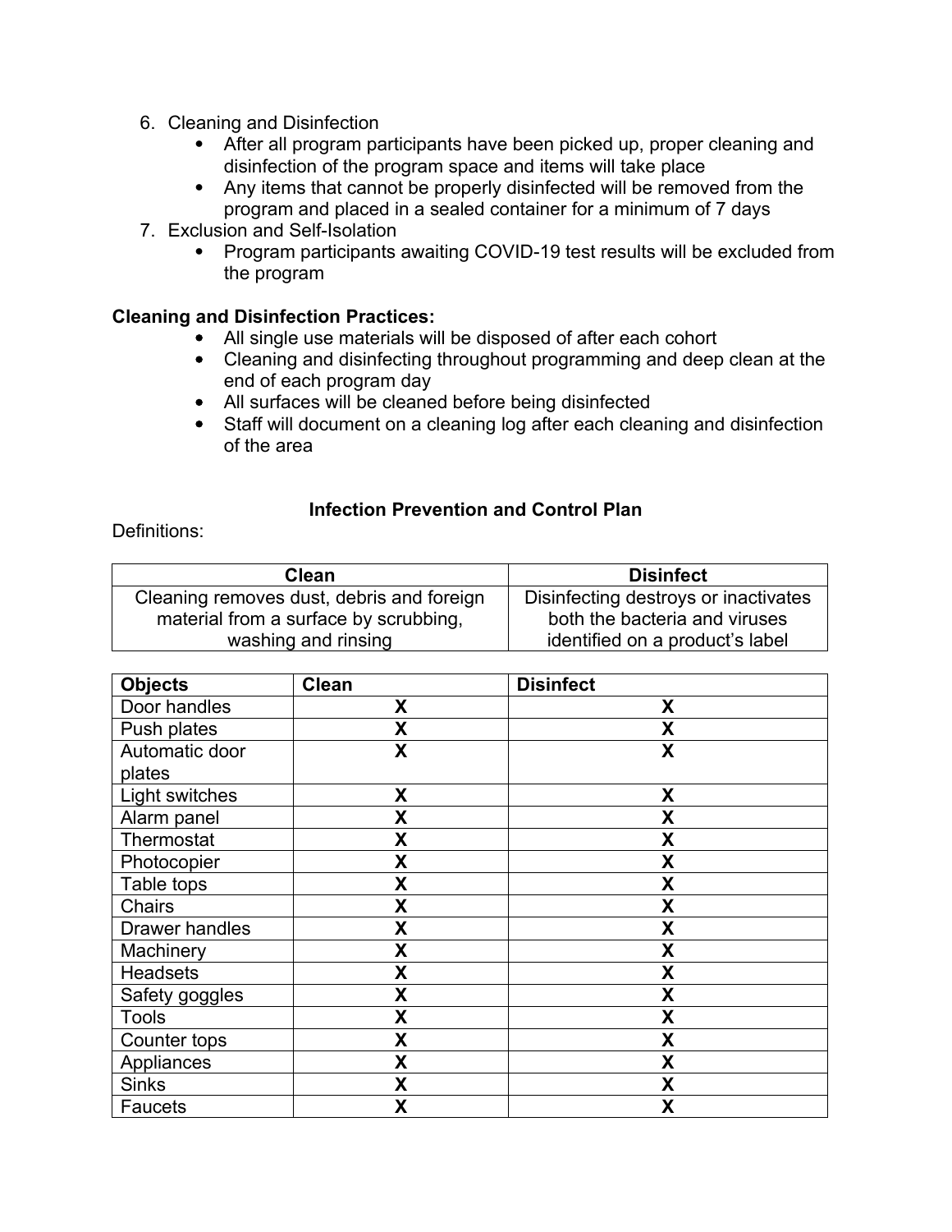6. Cleaning and Disinfection
    - After all program participants have been picked up, proper cleaning and disinfection of the program space and items will take place
    - Any items that cannot be properly disinfected will be removed from the program and placed in a sealed container for a minimum of 7 days
7. Exclusion and Self-Isolation
    - Program participants awaiting COVID-19 test results will be excluded from the program

**Cleaning and Disinfection Practices:**

- All single use materials will be disposed of after each cohort
- Cleaning and disinfecting throughout programming and deep clean at the end of each program day
- All surfaces will be cleaned before being disinfected
- Staff will document on a cleaning log after each cleaning and disinfection of the area

**Infection Prevention and Control Plan**

Definitions:

| Clean | Disinfect |
|---|---|
| Cleaning removes dust, debris and foreign material from a surface by scrubbing, washing and rinsing | Disinfecting destroys or inactivates both the bacteria and viruses identified on a product's label |

| Objects | Clean | Disinfect |
|---|---|---|
| Door handles | X | X |
| Push plates | X | X |
| Automatic door plates | X | X |
| Light switches | X | X |
| Alarm panel | X | X |
| Thermostat | X | X |
| Photocopier | X | X |
| Table tops | X | X |
| Chairs | X | X |
| Drawer handles | X | X |
| Machinery | X | X |
| Headsets | X | X |
| Safety goggles | X | X |
| Tools | X | X |
| Counter tops | X | X |
| Appliances | X | X |
| Sinks | X | X |
| Faucets | X | X |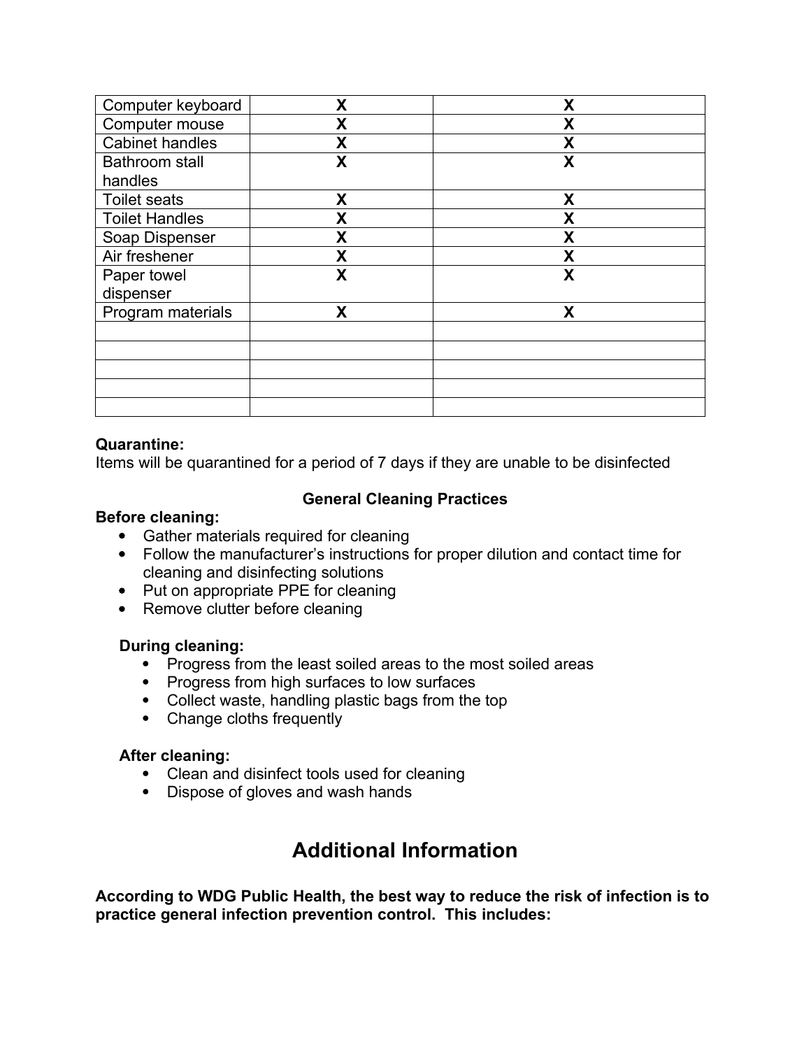| | | |
|---|---|---|
| Computer keyboard | X | X |
| Computer mouse | X | X |
| Cabinet handles | X | X |
| Bathroom stall handles | X | X |
| Toilet seats | X | X |
| Toilet Handles | X | X |
| Soap Dispenser | X | X |
| Air freshener | X | X |
| Paper towel dispenser | X | X |
| Program materials | X | X |
| | | |
| | | |
| | | |
| | | |
| | | |

**Quarantine:**
Items will be quarantined for a period of 7 days if they are unable to be disinfected

**General Cleaning Practices**

**Before cleaning:**

- Gather materials required for cleaning
- Follow the manufacturer's instructions for proper dilution and contact time for cleaning and disinfecting solutions
- Put on appropriate PPE for cleaning
- Remove clutter before cleaning

**During cleaning:**

- Progress from the least soiled areas to the most soiled areas
- Progress from high surfaces to low surfaces
- Collect waste, handling plastic bags from the top
- Change cloths frequently

**After cleaning:**

- Clean and disinfect tools used for cleaning
- Dispose of gloves and wash hands

# Additional Information

**According to WDG Public Health, the best way to reduce the risk of infection is to practice general infection prevention control. This includes:**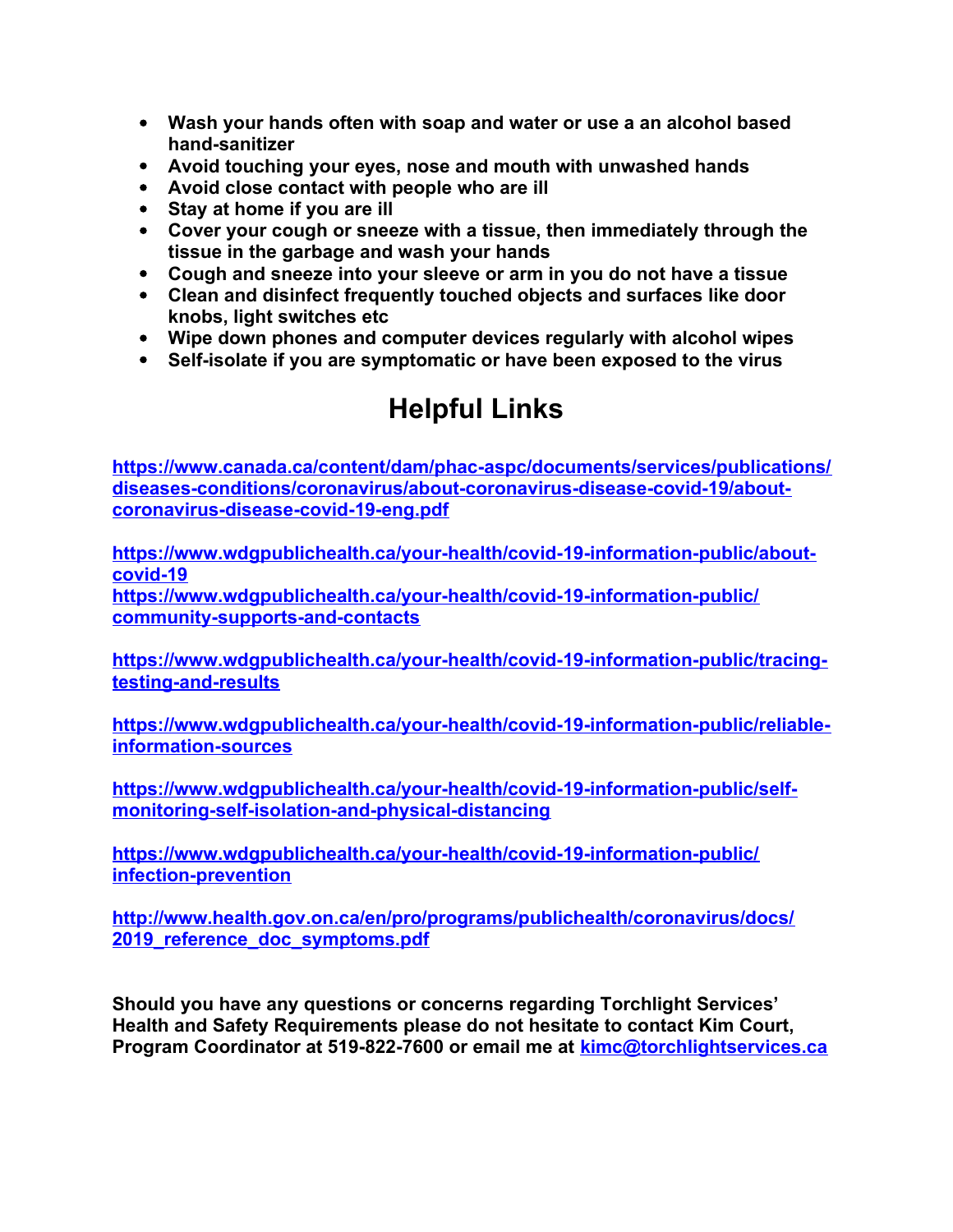- **Wash your hands often with soap and water or use a an alcohol based hand-sanitizer**
- **Avoid touching your eyes, nose and mouth with unwashed hands**
- **Avoid close contact with people who are ill**
- **Stay at home if you are ill**
- **Cover your cough or sneeze with a tissue, then immediately through the tissue in the garbage and wash your hands**
- **Cough and sneeze into your sleeve or arm in you do not have a tissue**
- **Clean and disinfect frequently touched objects and surfaces like door knobs, light switches etc**
- **Wipe down phones and computer devices regularly with alcohol wipes**
- **Self-isolate if you are symptomatic or have been exposed to the virus**

# Helpful Links

**https://www.canada.ca/content/dam/phac-aspc/documents/services/publications/diseases-conditions/coronavirus/about-coronavirus-disease-covid-19/about-coronavirus-disease-covid-19-eng.pdf**

**https://www.wdgpublichealth.ca/your-health/covid-19-information-public/about-covid-19**
**https://www.wdgpublichealth.ca/your-health/covid-19-information-public/community-supports-and-contacts**

**https://www.wdgpublichealth.ca/your-health/covid-19-information-public/tracing-testing-and-results**

**https://www.wdgpublichealth.ca/your-health/covid-19-information-public/reliable-information-sources**

**https://www.wdgpublichealth.ca/your-health/covid-19-information-public/self-monitoring-self-isolation-and-physical-distancing**

**https://www.wdgpublichealth.ca/your-health/covid-19-information-public/infection-prevention**

**http://www.health.gov.on.ca/en/pro/programs/publichealth/coronavirus/docs/2019_reference_doc_symptoms.pdf**

**Should you have any questions or concerns regarding Torchlight Services' Health and Safety Requirements please do not hesitate to contact Kim Court, Program Coordinator at 519-822-7600 or email me at kimc@torchlightservices.ca**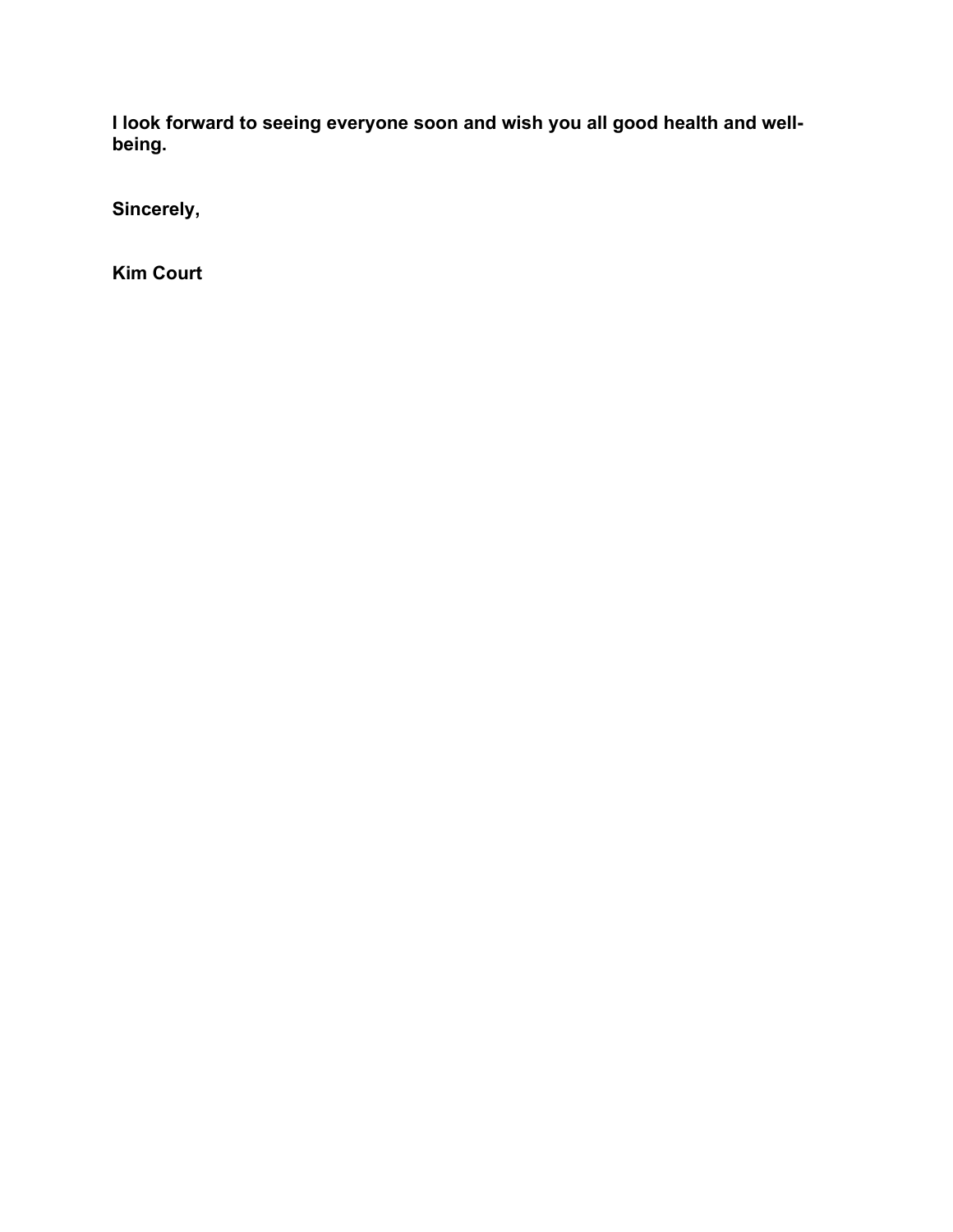**I look forward to seeing everyone soon and wish you all good health and well-being.**

**Sincerely,**

**Kim Court**